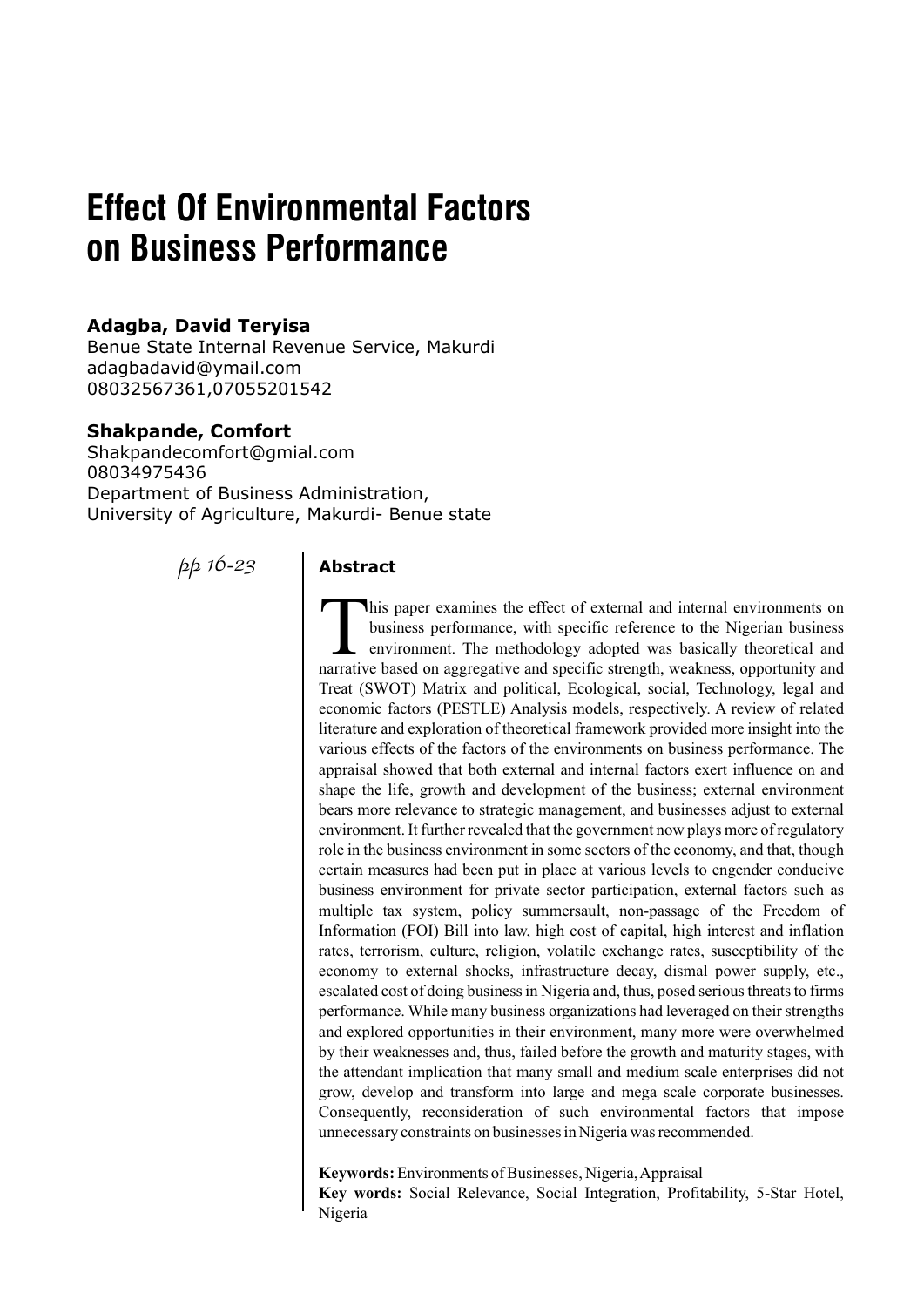# Effect Of Environmental Factors on Business Performance

**Adagba, David Teryisa**
Benue State Internal Revenue Service, Makurdi
adagbadavid@ymail.com
08032567361,07055201542

**Shakpande, Comfort**
Shakpandecomfort@gmial.com
08034975436
Department of Business Administration,
University of Agriculture, Makurdi- Benue state

## Abstract

This paper examines the effect of external and internal environments on business performance, with specific reference to the Nigerian business environment. The methodology adopted was basically theoretical and narrative based on aggregative and specific strength, weakness, opportunity and Treat (SWOT) Matrix and political, Ecological, social, Technology, legal and economic factors (PESTLE) Analysis models, respectively. A review of related literature and exploration of theoretical framework provided more insight into the various effects of the factors of the environments on business performance. The appraisal showed that both external and internal factors exert influence on and shape the life, growth and development of the business; external environment bears more relevance to strategic management, and businesses adjust to external environment. It further revealed that the government now plays more of regulatory role in the business environment in some sectors of the economy, and that, though certain measures had been put in place at various levels to engender conducive business environment for private sector participation, external factors such as multiple tax system, policy summersault, non-passage of the Freedom of Information (FOI) Bill into law, high cost of capital, high interest and inflation rates, terrorism, culture, religion, volatile exchange rates, susceptibility of the economy to external shocks, infrastructure decay, dismal power supply, etc., escalated cost of doing business in Nigeria and, thus, posed serious threats to firms performance. While many business organizations had leveraged on their strengths and explored opportunities in their environment, many more were overwhelmed by their weaknesses and, thus, failed before the growth and maturity stages, with the attendant implication that many small and medium scale enterprises did not grow, develop and transform into large and mega scale corporate businesses. Consequently, reconsideration of such environmental factors that impose unnecessary constraints on businesses in Nigeria was recommended.

**Keywords:** Environments of Businesses, Nigeria, Appraisal

**Key words:** Social Relevance, Social Integration, Profitability, 5-Star Hotel, Nigeria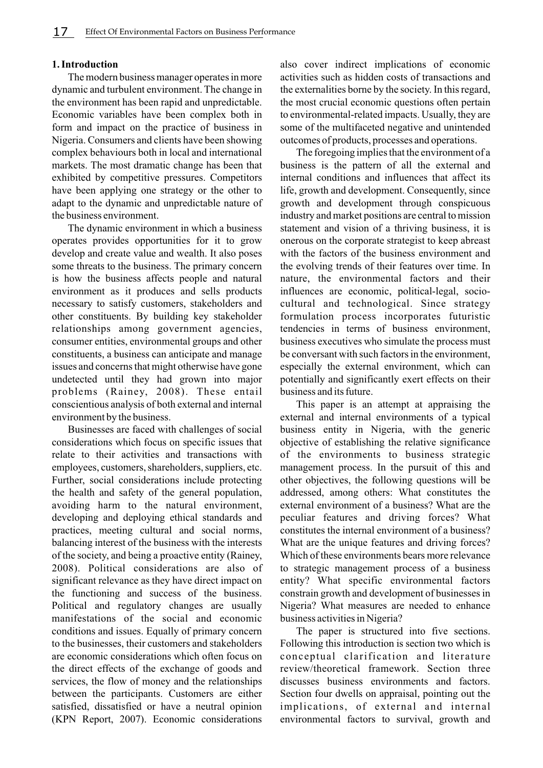## 1. Introduction

The modern business manager operates in more dynamic and turbulent environment. The change in the environment has been rapid and unpredictable. Economic variables have been complex both in form and impact on the practice of business in Nigeria. Consumers and clients have been showing complex behaviours both in local and international markets. The most dramatic change has been that exhibited by competitive pressures. Competitors have been applying one strategy or the other to adapt to the dynamic and unpredictable nature of the business environment.

The dynamic environment in which a business operates provides opportunities for it to grow develop and create value and wealth. It also poses some threats to the business. The primary concern is how the business affects people and natural environment as it produces and sells products necessary to satisfy customers, stakeholders and other constituents. By building key stakeholder relationships among government agencies, consumer entities, environmental groups and other constituents, a business can anticipate and manage issues and concerns that might otherwise have gone undetected until they had grown into major problems (Rainey, 2008). These entail conscientious analysis of both external and internal environment by the business.

Businesses are faced with challenges of social considerations which focus on specific issues that relate to their activities and transactions with employees, customers, shareholders, suppliers, etc. Further, social considerations include protecting the health and safety of the general population, avoiding harm to the natural environment, developing and deploying ethical standards and practices, meeting cultural and social norms, balancing interest of the business with the interests of the society, and being a proactive entity (Rainey, 2008). Political considerations are also of significant relevance as they have direct impact on the functioning and success of the business. Political and regulatory changes are usually manifestations of the social and economic conditions and issues. Equally of primary concern to the businesses, their customers and stakeholders are economic considerations which often focus on the direct effects of the exchange of goods and services, the flow of money and the relationships between the participants. Customers are either satisfied, dissatisfied or have a neutral opinion (KPN Report, 2007). Economic considerations also cover indirect implications of economic activities such as hidden costs of transactions and the externalities borne by the society. In this regard, the most crucial economic questions often pertain to environmental-related impacts. Usually, they are some of the multifaceted negative and unintended outcomes of products, processes and operations.

The foregoing implies that the environment of a business is the pattern of all the external and internal conditions and influences that affect its life, growth and development. Consequently, since growth and development through conspicuous industry and market positions are central to mission statement and vision of a thriving business, it is onerous on the corporate strategist to keep abreast with the factors of the business environment and the evolving trends of their features over time. In nature, the environmental factors and their influences are economic, political-legal, socio-cultural and technological. Since strategy formulation process incorporates futuristic tendencies in terms of business environment, business executives who simulate the process must be conversant with such factors in the environment, especially the external environment, which can potentially and significantly exert effects on their business and its future.

This paper is an attempt at appraising the external and internal environments of a typical business entity in Nigeria, with the generic objective of establishing the relative significance of the environments to business strategic management process. In the pursuit of this and other objectives, the following questions will be addressed, among others: What constitutes the external environment of a business? What are the peculiar features and driving forces? What constitutes the internal environment of a business? What are the unique features and driving forces? Which of these environments bears more relevance to strategic management process of a business entity? What specific environmental factors constrain growth and development of businesses in Nigeria? What measures are needed to enhance business activities in Nigeria?

The paper is structured into five sections. Following this introduction is section two which is conceptual clarification and literature review/theoretical framework. Section three discusses business environments and factors. Section four dwells on appraisal, pointing out the implications, of external and internal environmental factors to survival, growth and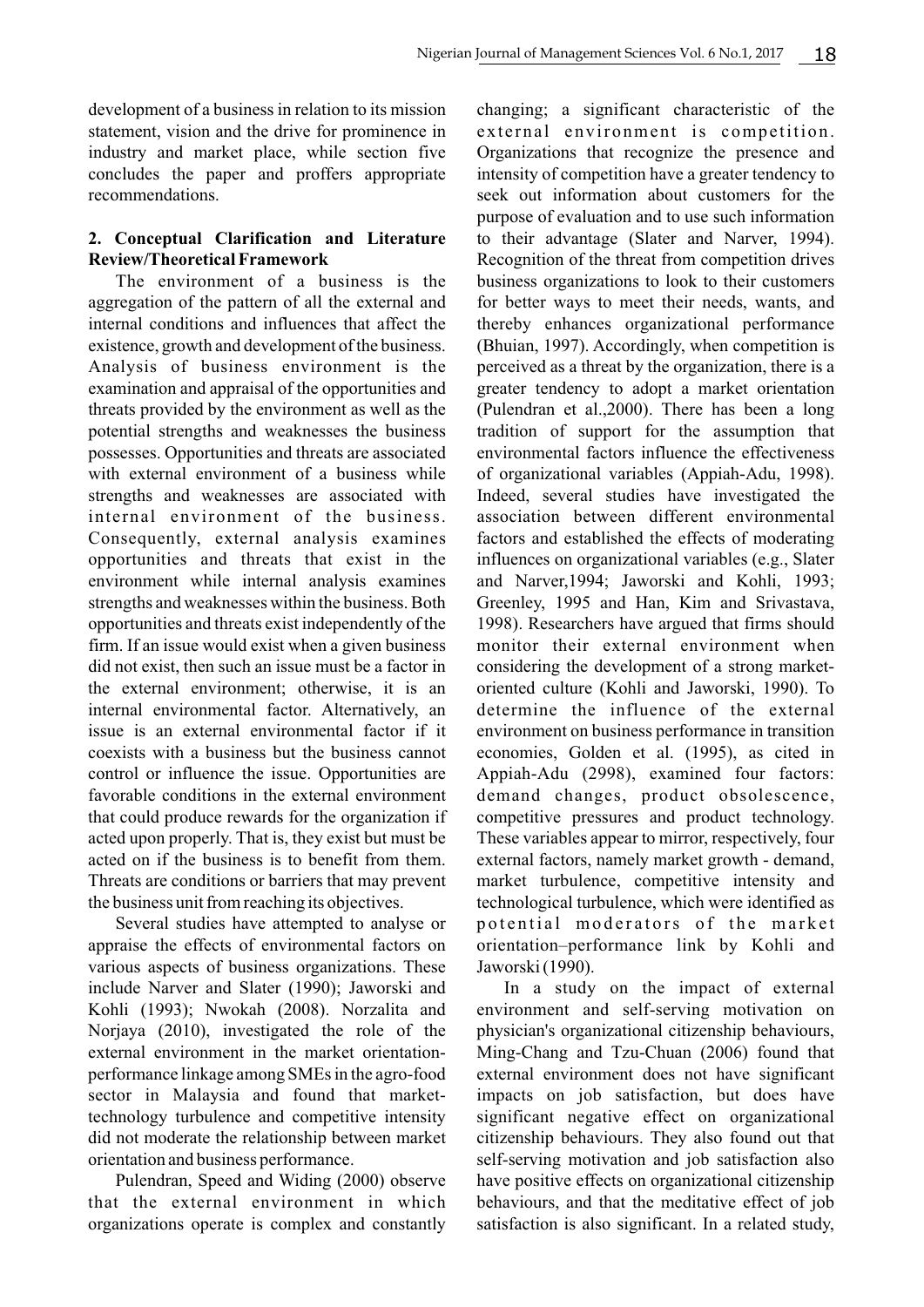development of a business in relation to its mission statement, vision and the drive for prominence in industry and market place, while section five concludes the paper and proffers appropriate recommendations.

## 2. Conceptual Clarification and Literature Review/Theoretical Framework

The environment of a business is the aggregation of the pattern of all the external and internal conditions and influences that affect the existence, growth and development of the business. Analysis of business environment is the examination and appraisal of the opportunities and threats provided by the environment as well as the potential strengths and weaknesses the business possesses. Opportunities and threats are associated with external environment of a business while strengths and weaknesses are associated with internal environment of the business. Consequently, external analysis examines opportunities and threats that exist in the environment while internal analysis examines strengths and weaknesses within the business. Both opportunities and threats exist independently of the firm. If an issue would exist when a given business did not exist, then such an issue must be a factor in the external environment; otherwise, it is an internal environmental factor. Alternatively, an issue is an external environmental factor if it coexists with a business but the business cannot control or influence the issue. Opportunities are favorable conditions in the external environment that could produce rewards for the organization if acted upon properly. That is, they exist but must be acted on if the business is to benefit from them. Threats are conditions or barriers that may prevent the business unit from reaching its objectives.

Several studies have attempted to analyse or appraise the effects of environmental factors on various aspects of business organizations. These include Narver and Slater (1990); Jaworski and Kohli (1993); Nwokah (2008). Norzalita and Norjaya (2010), investigated the role of the external environment in the market orientation-performance linkage among SMEs in the agro-food sector in Malaysia and found that market-technology turbulence and competitive intensity did not moderate the relationship between market orientation and business performance.

Pulendran, Speed and Widing (2000) observe that the external environment in which organizations operate is complex and constantly changing; a significant characteristic of the external environment is competition. Organizations that recognize the presence and intensity of competition have a greater tendency to seek out information about customers for the purpose of evaluation and to use such information to their advantage (Slater and Narver, 1994). Recognition of the threat from competition drives business organizations to look to their customers for better ways to meet their needs, wants, and thereby enhances organizational performance (Bhuian, 1997). Accordingly, when competition is perceived as a threat by the organization, there is a greater tendency to adopt a market orientation (Pulendran et al.,2000). There has been a long tradition of support for the assumption that environmental factors influence the effectiveness of organizational variables (Appiah-Adu, 1998). Indeed, several studies have investigated the association between different environmental factors and established the effects of moderating influences on organizational variables (e.g., Slater and Narver,1994; Jaworski and Kohli, 1993; Greenley, 1995 and Han, Kim and Srivastava, 1998). Researchers have argued that firms should monitor their external environment when considering the development of a strong market-oriented culture (Kohli and Jaworski, 1990). To determine the influence of the external environment on business performance in transition economies, Golden et al. (1995), as cited in Appiah-Adu (2998), examined four factors: demand changes, product obsolescence, competitive pressures and product technology. These variables appear to mirror, respectively, four external factors, namely market growth - demand, market turbulence, competitive intensity and technological turbulence, which were identified as potential moderators of the market orientation–performance link by Kohli and Jaworski (1990).

In a study on the impact of external environment and self-serving motivation on physician's organizational citizenship behaviours, Ming-Chang and Tzu-Chuan (2006) found that external environment does not have significant impacts on job satisfaction, but does have significant negative effect on organizational citizenship behaviours. They also found out that self-serving motivation and job satisfaction also have positive effects on organizational citizenship behaviours, and that the meditative effect of job satisfaction is also significant. In a related study,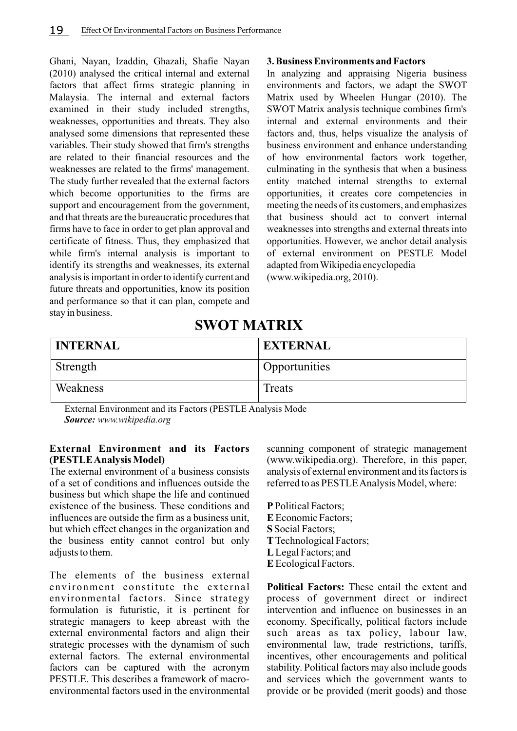Ghani, Nayan, Izaddin, Ghazali, Shafie Nayan (2010) analysed the critical internal and external factors that affect firms strategic planning in Malaysia. The internal and external factors examined in their study included strengths, weaknesses, opportunities and threats. They also analysed some dimensions that represented these variables. Their study showed that firm's strengths are related to their financial resources and the weaknesses are related to the firms' management. The study further revealed that the external factors which become opportunities to the firms are support and encouragement from the government, and that threats are the bureaucratic procedures that firms have to face in order to get plan approval and certificate of fitness. Thus, they emphasized that while firm's internal analysis is important to identify its strengths and weaknesses, its external analysis is important in order to identify current and future threats and opportunities, know its position and performance so that it can plan, compete and stay in business.

### 3. Business Environments and Factors

In analyzing and appraising Nigeria business environments and factors, we adapt the SWOT Matrix used by Wheelen Hungar (2010). The SWOT Matrix analysis technique combines firm's internal and external environments and their factors and, thus, helps visualize the analysis of business environment and enhance understanding of how environmental factors work together, culminating in the synthesis that when a business entity matched internal strengths to external opportunities, it creates core competencies in meeting the needs of its customers, and emphasizes that business should act to convert internal weaknesses into strengths and external threats into opportunities. However, we anchor detail analysis of external environment on PESTLE Model adapted from Wikipedia encyclopedia (www.wikipedia.org, 2010).

## SWOT MATRIX

| INTERNAL | EXTERNAL |
|---|---|
| Strength | Opportunities |
| Weakness | Treats |

External Environment and its Factors (PESTLE Analysis Mode
***Source:*** *www.wikipedia.org*

### External Environment and its Factors (PESTLE Analysis Model)

The external environment of a business consists of a set of conditions and influences outside the business but which shape the life and continued existence of the business. These conditions and influences are outside the firm as a business unit, but which effect changes in the organization and the business entity cannot control but only adjusts to them.

The elements of the business external environment constitute the external environmental factors. Since strategy formulation is futuristic, it is pertinent for strategic managers to keep abreast with the external environmental factors and align their strategic processes with the dynamism of such external factors. The external environmental factors can be captured with the acronym PESTLE. This describes a framework of macro-environmental factors used in the environmental scanning component of strategic management (www.wikipedia.org). Therefore, in this paper, analysis of external environment and its factors is referred to as PESTLE Analysis Model, where:

**P** Political Factors;
**E** Economic Factors;
**S** Social Factors;
**T** Technological Factors;
**L** Legal Factors; and
**E** Ecological Factors.

**Political Factors:** These entail the extent and process of government direct or indirect intervention and influence on businesses in an economy. Specifically, political factors include such areas as tax policy, labour law, environmental law, trade restrictions, tariffs, incentives, other encouragements and political stability. Political factors may also include goods and services which the government wants to provide or be provided (merit goods) and those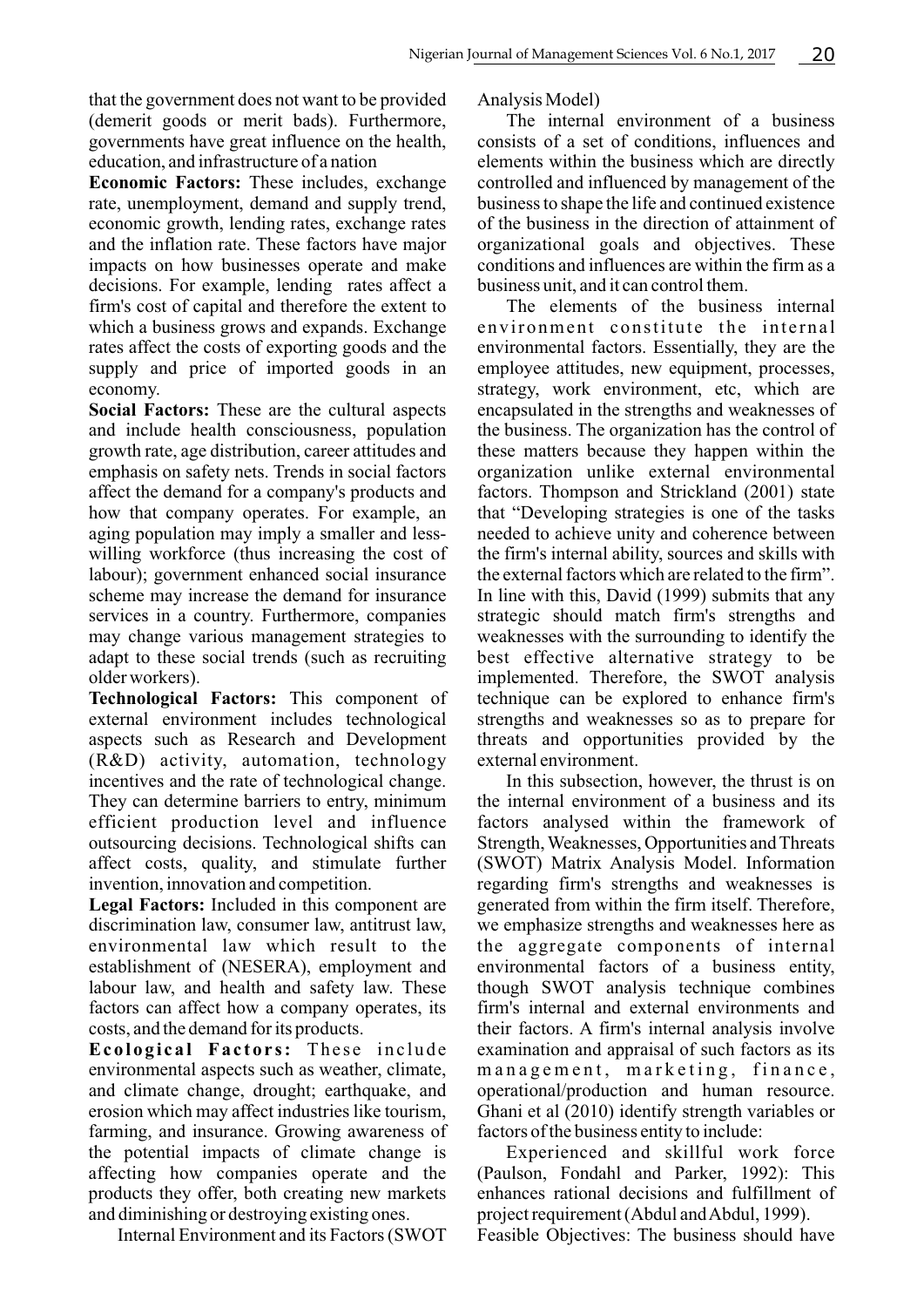that the government does not want to be provided (demerit goods or merit bads). Furthermore, governments have great influence on the health, education, and infrastructure of a nation

**Economic Factors:** These includes, exchange rate, unemployment, demand and supply trend, economic growth, lending rates, exchange rates and the inflation rate. These factors have major impacts on how businesses operate and make decisions. For example, lending rates affect a firm's cost of capital and therefore the extent to which a business grows and expands. Exchange rates affect the costs of exporting goods and the supply and price of imported goods in an economy.

**Social Factors:** These are the cultural aspects and include health consciousness, population growth rate, age distribution, career attitudes and emphasis on safety nets. Trends in social factors affect the demand for a company's products and how that company operates. For example, an aging population may imply a smaller and less-willing workforce (thus increasing the cost of labour); government enhanced social insurance scheme may increase the demand for insurance services in a country. Furthermore, companies may change various management strategies to adapt to these social trends (such as recruiting older workers).

**Technological Factors:** This component of external environment includes technological aspects such as Research and Development (R&D) activity, automation, technology incentives and the rate of technological change. They can determine barriers to entry, minimum efficient production level and influence outsourcing decisions. Technological shifts can affect costs, quality, and stimulate further invention, innovation and competition.

**Legal Factors:** Included in this component are discrimination law, consumer law, antitrust law, environmental law which result to the establishment of (NESERA), employment and labour law, and health and safety law. These factors can affect how a company operates, its costs, and the demand for its products.

**Ecological Factors:** These include environmental aspects such as weather, climate, and climate change, drought; earthquake, and erosion which may affect industries like tourism, farming, and insurance. Growing awareness of the potential impacts of climate change is affecting how companies operate and the products they offer, both creating new markets and diminishing or destroying existing ones.

Internal Environment and its Factors (SWOT Analysis Model)

The internal environment of a business consists of a set of conditions, influences and elements within the business which are directly controlled and influenced by management of the business to shape the life and continued existence of the business in the direction of attainment of organizational goals and objectives. These conditions and influences are within the firm as a business unit, and it can control them.

The elements of the business internal environment constitute the internal environmental factors. Essentially, they are the employee attitudes, new equipment, processes, strategy, work environment, etc, which are encapsulated in the strengths and weaknesses of the business. The organization has the control of these matters because they happen within the organization unlike external environmental factors. Thompson and Strickland (2001) state that "Developing strategies is one of the tasks needed to achieve unity and coherence between the firm's internal ability, sources and skills with the external factors which are related to the firm". In line with this, David (1999) submits that any strategic should match firm's strengths and weaknesses with the surrounding to identify the best effective alternative strategy to be implemented. Therefore, the SWOT analysis technique can be explored to enhance firm's strengths and weaknesses so as to prepare for threats and opportunities provided by the external environment.

In this subsection, however, the thrust is on the internal environment of a business and its factors analysed within the framework of Strength, Weaknesses, Opportunities and Threats (SWOT) Matrix Analysis Model. Information regarding firm's strengths and weaknesses is generated from within the firm itself. Therefore, we emphasize strengths and weaknesses here as the aggregate components of internal environmental factors of a business entity, though SWOT analysis technique combines firm's internal and external environments and their factors. A firm's internal analysis involve examination and appraisal of such factors as its management, marketing, finance, operational/production and human resource. Ghani et al (2010) identify strength variables or factors of the business entity to include:

Experienced and skillful work force (Paulson, Fondahl and Parker, 1992): This enhances rational decisions and fulfillment of project requirement (Abdul and Abdul, 1999).

Feasible Objectives: The business should have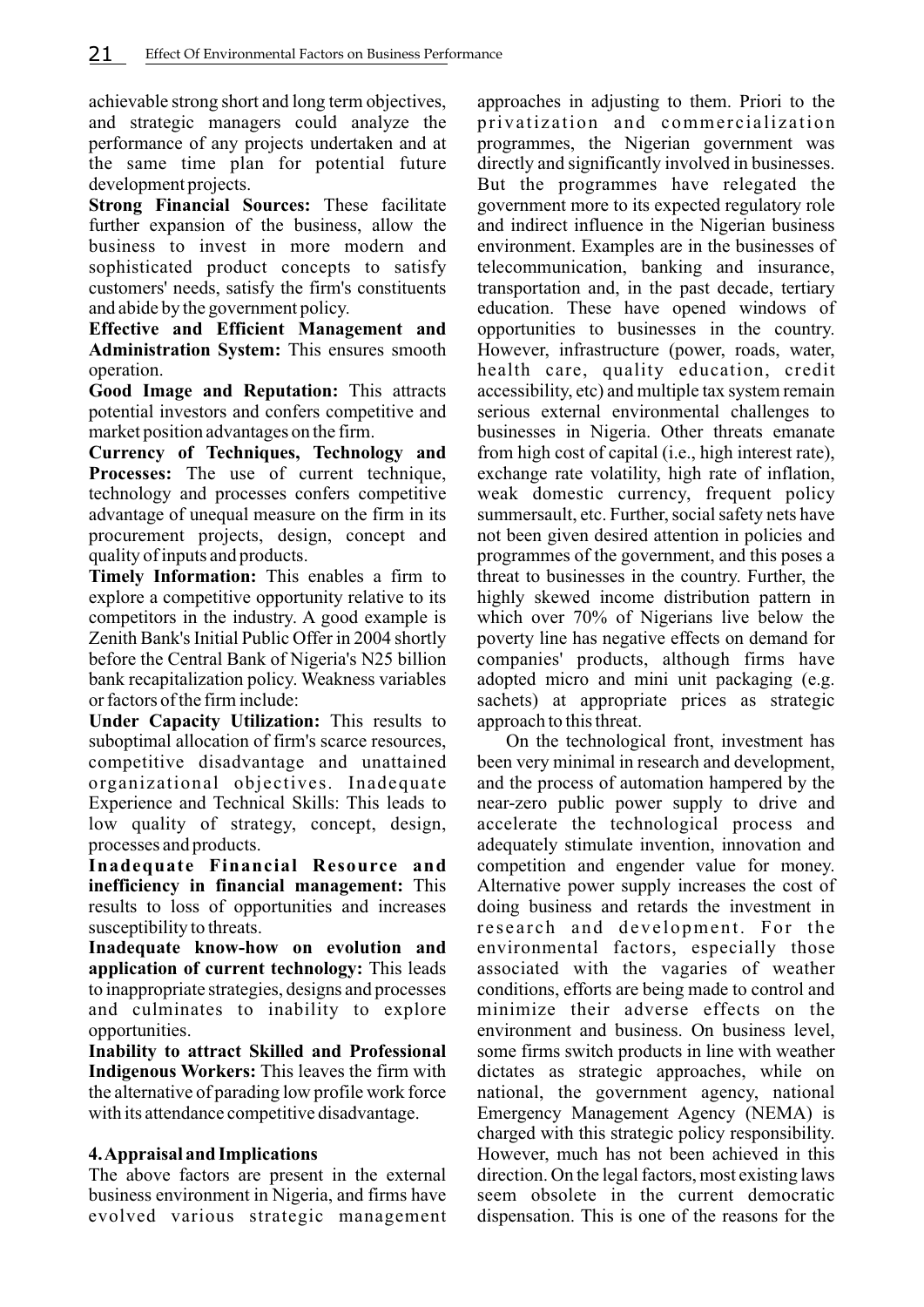achievable strong short and long term objectives, and strategic managers could analyze the performance of any projects undertaken and at the same time plan for potential future development projects.

**Strong Financial Sources:** These facilitate further expansion of the business, allow the business to invest in more modern and sophisticated product concepts to satisfy customers' needs, satisfy the firm's constituents and abide by the government policy.

**Effective and Efficient Management and Administration System:** This ensures smooth operation.

**Good Image and Reputation:** This attracts potential investors and confers competitive and market position advantages on the firm.

**Currency of Techniques, Technology and Processes:** The use of current technique, technology and processes confers competitive advantage of unequal measure on the firm in its procurement projects, design, concept and quality of inputs and products.

**Timely Information:** This enables a firm to explore a competitive opportunity relative to its competitors in the industry. A good example is Zenith Bank's Initial Public Offer in 2004 shortly before the Central Bank of Nigeria's N25 billion bank recapitalization policy. Weakness variables or factors of the firm include:

**Under Capacity Utilization:** This results to suboptimal allocation of firm's scarce resources, competitive disadvantage and unattained organizational objectives. Inadequate Experience and Technical Skills: This leads to low quality of strategy, concept, design, processes and products.

**Inadequate Financial Resource and inefficiency in financial management:** This results to loss of opportunities and increases susceptibility to threats.

**Inadequate know-how on evolution and application of current technology:** This leads to inappropriate strategies, designs and processes and culminates to inability to explore opportunities.

**Inability to attract Skilled and Professional Indigenous Workers:** This leaves the firm with the alternative of parading low profile work force with its attendance competitive disadvantage.

## 4. Appraisal and Implications

The above factors are present in the external business environment in Nigeria, and firms have evolved various strategic management approaches in adjusting to them. Priori to the privatization and commercialization programmes, the Nigerian government was directly and significantly involved in businesses. But the programmes have relegated the government more to its expected regulatory role and indirect influence in the Nigerian business environment. Examples are in the businesses of telecommunication, banking and insurance, transportation and, in the past decade, tertiary education. These have opened windows of opportunities to businesses in the country. However, infrastructure (power, roads, water, health care, quality education, credit accessibility, etc) and multiple tax system remain serious external environmental challenges to businesses in Nigeria. Other threats emanate from high cost of capital (i.e., high interest rate), exchange rate volatility, high rate of inflation, weak domestic currency, frequent policy summersault, etc. Further, social safety nets have not been given desired attention in policies and programmes of the government, and this poses a threat to businesses in the country. Further, the highly skewed income distribution pattern in which over 70% of Nigerians live below the poverty line has negative effects on demand for companies' products, although firms have adopted micro and mini unit packaging (e.g. sachets) at appropriate prices as strategic approach to this threat.

On the technological front, investment has been very minimal in research and development, and the process of automation hampered by the near-zero public power supply to drive and accelerate the technological process and adequately stimulate invention, innovation and competition and engender value for money. Alternative power supply increases the cost of doing business and retards the investment in research and development. For the environmental factors, especially those associated with the vagaries of weather conditions, efforts are being made to control and minimize their adverse effects on the environment and business. On business level, some firms switch products in line with weather dictates as strategic approaches, while on national, the government agency, national Emergency Management Agency (NEMA) is charged with this strategic policy responsibility. However, much has not been achieved in this direction. On the legal factors, most existing laws seem obsolete in the current democratic dispensation. This is one of the reasons for the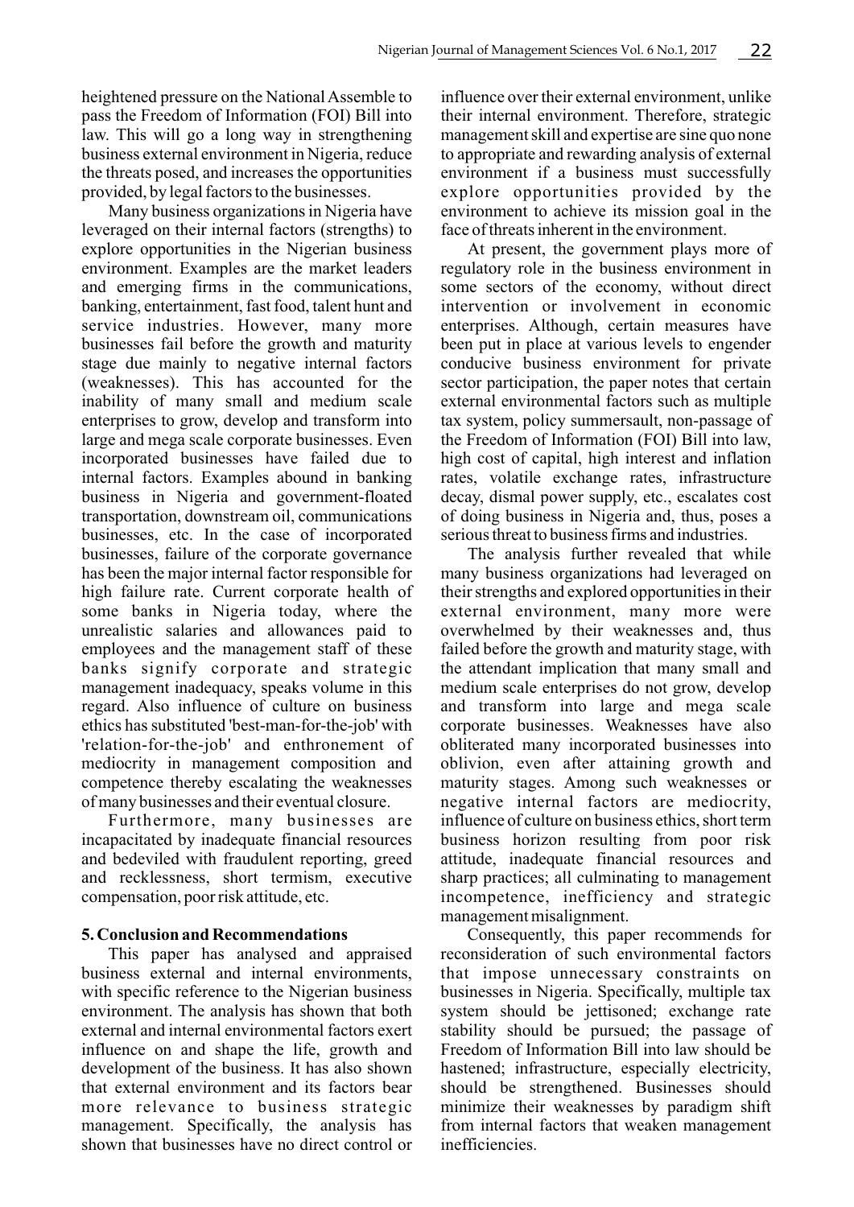heightened pressure on the National Assemble to pass the Freedom of Information (FOI) Bill into law. This will go a long way in strengthening business external environment in Nigeria, reduce the threats posed, and increases the opportunities provided, by legal factors to the businesses.

Many business organizations in Nigeria have leveraged on their internal factors (strengths) to explore opportunities in the Nigerian business environment. Examples are the market leaders and emerging firms in the communications, banking, entertainment, fast food, talent hunt and service industries. However, many more businesses fail before the growth and maturity stage due mainly to negative internal factors (weaknesses). This has accounted for the inability of many small and medium scale enterprises to grow, develop and transform into large and mega scale corporate businesses. Even incorporated businesses have failed due to internal factors. Examples abound in banking business in Nigeria and government-floated transportation, downstream oil, communications businesses, etc. In the case of incorporated businesses, failure of the corporate governance has been the major internal factor responsible for high failure rate. Current corporate health of some banks in Nigeria today, where the unrealistic salaries and allowances paid to employees and the management staff of these banks signify corporate and strategic management inadequacy, speaks volume in this regard. Also influence of culture on business ethics has substituted 'best-man-for-the-job' with 'relation-for-the-job' and enthronement of mediocrity in management composition and competence thereby escalating the weaknesses of many businesses and their eventual closure.

Furthermore, many businesses are incapacitated by inadequate financial resources and bedeviled with fraudulent reporting, greed and recklessness, short termism, executive compensation, poor risk attitude, etc.

## 5. Conclusion and Recommendations

This paper has analysed and appraised business external and internal environments, with specific reference to the Nigerian business environment. The analysis has shown that both external and internal environmental factors exert influence on and shape the life, growth and development of the business. It has also shown that external environment and its factors bear more relevance to business strategic management. Specifically, the analysis has shown that businesses have no direct control or influence over their external environment, unlike their internal environment. Therefore, strategic management skill and expertise are sine quo none to appropriate and rewarding analysis of external environment if a business must successfully explore opportunities provided by the environment to achieve its mission goal in the face of threats inherent in the environment.

At present, the government plays more of regulatory role in the business environment in some sectors of the economy, without direct intervention or involvement in economic enterprises. Although, certain measures have been put in place at various levels to engender conducive business environment for private sector participation, the paper notes that certain external environmental factors such as multiple tax system, policy summersault, non-passage of the Freedom of Information (FOI) Bill into law, high cost of capital, high interest and inflation rates, volatile exchange rates, infrastructure decay, dismal power supply, etc., escalates cost of doing business in Nigeria and, thus, poses a serious threat to business firms and industries.

The analysis further revealed that while many business organizations had leveraged on their strengths and explored opportunities in their external environment, many more were overwhelmed by their weaknesses and, thus failed before the growth and maturity stage, with the attendant implication that many small and medium scale enterprises do not grow, develop and transform into large and mega scale corporate businesses. Weaknesses have also obliterated many incorporated businesses into oblivion, even after attaining growth and maturity stages. Among such weaknesses or negative internal factors are mediocrity, influence of culture on business ethics, short term business horizon resulting from poor risk attitude, inadequate financial resources and sharp practices; all culminating to management incompetence, inefficiency and strategic management misalignment.

Consequently, this paper recommends for reconsideration of such environmental factors that impose unnecessary constraints on businesses in Nigeria. Specifically, multiple tax system should be jettisoned; exchange rate stability should be pursued; the passage of Freedom of Information Bill into law should be hastened; infrastructure, especially electricity, should be strengthened. Businesses should minimize their weaknesses by paradigm shift from internal factors that weaken management inefficiencies.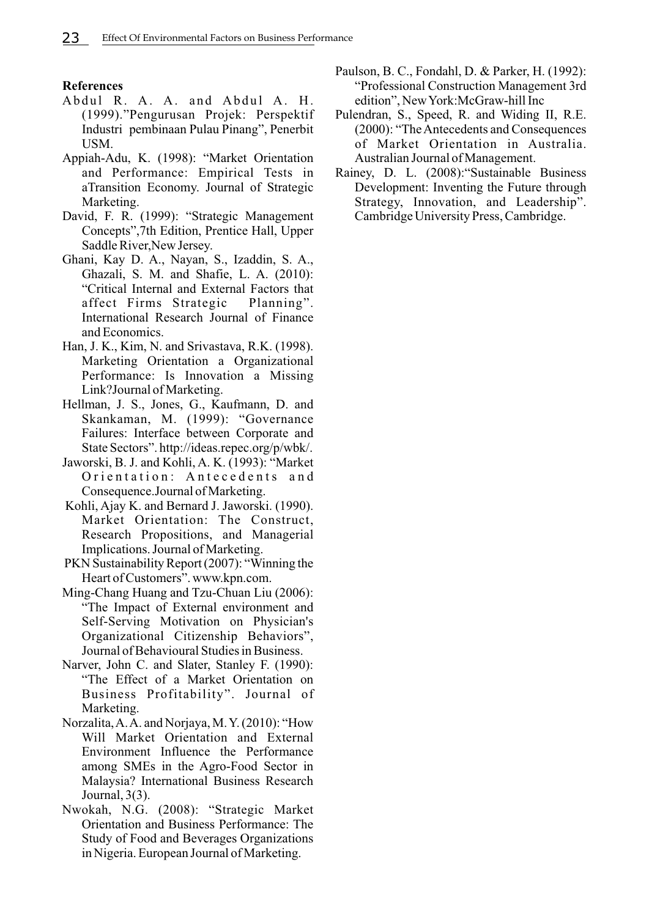## References

- Abdul R. A. A. and Abdul A. H. (1999)."Pengurusan Projek: Perspektif Industri pembinaan Pulau Pinang", Penerbit USM.
- Appiah-Adu, K. (1998): "Market Orientation and Performance: Empirical Tests in aTransition Economy. Journal of Strategic Marketing.
- David, F. R. (1999): "Strategic Management Concepts",7th Edition, Prentice Hall, Upper Saddle River,New Jersey.
- Ghani, Kay D. A., Nayan, S., Izaddin, S. A., Ghazali, S. M. and Shafie, L. A. (2010): "Critical Internal and External Factors that affect Firms Strategic Planning". International Research Journal of Finance and Economics.
- Han, J. K., Kim, N. and Srivastava, R.K. (1998). Marketing Orientation a Organizational Performance: Is Innovation a Missing Link?Journal of Marketing.
- Hellman, J. S., Jones, G., Kaufmann, D. and Skankaman, M. (1999): "Governance Failures: Interface between Corporate and State Sectors". http://ideas.repec.org/p/wbk/.
- Jaworski, B. J. and Kohli, A. K. (1993): "Market Orientation: Antecedents and Consequence.Journal of Marketing.
- Kohli, Ajay K. and Bernard J. Jaworski. (1990). Market Orientation: The Construct, Research Propositions, and Managerial Implications. Journal of Marketing.
- PKN Sustainability Report (2007): "Winning the Heart of Customers". www.kpn.com.
- Ming-Chang Huang and Tzu-Chuan Liu (2006): "The Impact of External environment and Self-Serving Motivation on Physician's Organizational Citizenship Behaviors", Journal of Behavioural Studies in Business.
- Narver, John C. and Slater, Stanley F. (1990): "The Effect of a Market Orientation on Business Profitability". Journal of Marketing.
- Norzalita, A. A. and Norjaya, M. Y. (2010): "How Will Market Orientation and External Environment Influence the Performance among SMEs in the Agro-Food Sector in Malaysia? International Business Research Journal, 3(3).
- Nwokah, N.G. (2008): "Strategic Market Orientation and Business Performance: The Study of Food and Beverages Organizations in Nigeria. European Journal of Marketing.
- Paulson, B. C., Fondahl, D. & Parker, H. (1992): "Professional Construction Management 3rd edition", New York:McGraw-hill Inc
- Pulendran, S., Speed, R. and Widing II, R.E. (2000): "The Antecedents and Consequences of Market Orientation in Australia. Australian Journal of Management.
- Rainey, D. L. (2008):"Sustainable Business Development: Inventing the Future through Strategy, Innovation, and Leadership". Cambridge University Press, Cambridge.